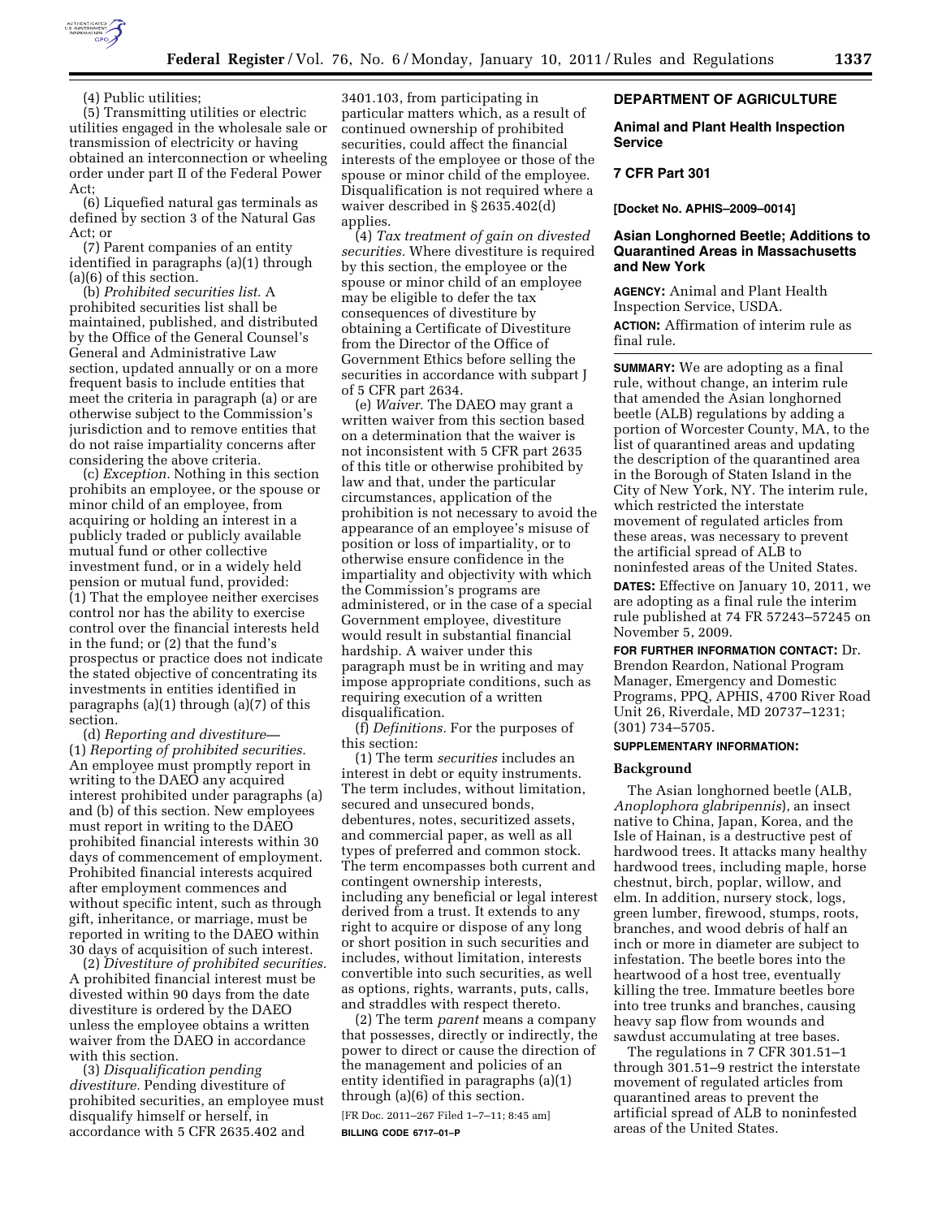(4) Public utilities;

(5) Transmitting utilities or electric utilities engaged in the wholesale sale or transmission of electricity or having obtained an interconnection or wheeling order under part II of the Federal Power Act;

(6) Liquefied natural gas terminals as defined by section 3 of the Natural Gas Act; or

(7) Parent companies of an entity identified in paragraphs (a)(1) through (a)(6) of this section.

(b) *Prohibited securities list.* A prohibited securities list shall be maintained, published, and distributed by the Office of the General Counsel's General and Administrative Law section, updated annually or on a more frequent basis to include entities that meet the criteria in paragraph (a) or are otherwise subject to the Commission's jurisdiction and to remove entities that do not raise impartiality concerns after considering the above criteria.

(c) *Exception.* Nothing in this section prohibits an employee, or the spouse or minor child of an employee, from acquiring or holding an interest in a publicly traded or publicly available mutual fund or other collective investment fund, or in a widely held pension or mutual fund, provided: (1) That the employee neither exercises control nor has the ability to exercise control over the financial interests held in the fund; or (2) that the fund's prospectus or practice does not indicate the stated objective of concentrating its investments in entities identified in paragraphs (a)(1) through (a)(7) of this section.

(d) *Reporting and divestiture*—(1) *Reporting of prohibited securities.* An employee must promptly report in writing to the DAEO any acquired interest prohibited under paragraphs (a) and (b) of this section. New employees must report in writing to the DAEO prohibited financial interests within 30 days of commencement of employment. Prohibited financial interests acquired after employment commences and without specific intent, such as through gift, inheritance, or marriage, must be reported in writing to the DAEO within 30 days of acquisition of such interest.

(2) *Divestiture of prohibited securities.* A prohibited financial interest must be divested within 90 days from the date divestiture is ordered by the DAEO unless the employee obtains a written waiver from the DAEO in accordance with this section.

(3) *Disqualification pending divestiture.* Pending divestiture of prohibited securities, an employee must disqualify himself or herself, in accordance with 5 CFR 2635.402 and 3401.103, from participating in particular matters which, as a result of continued ownership of prohibited securities, could affect the financial interests of the employee or those of the spouse or minor child of the employee. Disqualification is not required where a waiver described in § 2635.402(d) applies.

(4) *Tax treatment of gain on divested securities.* Where divestiture is required by this section, the employee or the spouse or minor child of an employee may be eligible to defer the tax consequences of divestiture by obtaining a Certificate of Divestiture from the Director of the Office of Government Ethics before selling the securities in accordance with subpart J of 5 CFR part 2634.

(e) *Waiver.* The DAEO may grant a written waiver from this section based on a determination that the waiver is not inconsistent with 5 CFR part 2635 of this title or otherwise prohibited by law and that, under the particular circumstances, application of the prohibition is not necessary to avoid the appearance of an employee's misuse of position or loss of impartiality, or to otherwise ensure confidence in the impartiality and objectivity with which the Commission's programs are administered, or in the case of a special Government employee, divestiture would result in substantial financial hardship. A waiver under this paragraph must be in writing and may impose appropriate conditions, such as requiring execution of a written disqualification.

(f) *Definitions.* For the purposes of this section:

(1) The term *securities* includes an interest in debt or equity instruments. The term includes, without limitation, secured and unsecured bonds, debentures, notes, securitized assets, and commercial paper, as well as all types of preferred and common stock. The term encompasses both current and contingent ownership interests, including any beneficial or legal interest derived from a trust. It extends to any right to acquire or dispose of any long or short position in such securities and includes, without limitation, interests convertible into such securities, as well as options, rights, warrants, puts, calls, and straddles with respect thereto.

(2) The term *parent* means a company that possesses, directly or indirectly, the power to direct or cause the direction of the management and policies of an entity identified in paragraphs (a)(1) through (a)(6) of this section.

[FR Doc. 2011–267 Filed 1–7–11; 8:45 am]

**BILLING CODE 6717–01–P**

## DEPARTMENT OF AGRICULTURE

### Animal and Plant Health Inspection Service

### 7 CFR Part 301

**[Docket No. APHIS–2009–0014]**

### Asian Longhorned Beetle; Additions to Quarantined Areas in Massachusetts and New York

**AGENCY:** Animal and Plant Health Inspection Service, USDA.

**ACTION:** Affirmation of interim rule as final rule.

**SUMMARY:** We are adopting as a final rule, without change, an interim rule that amended the Asian longhorned beetle (ALB) regulations by adding a portion of Worcester County, MA, to the list of quarantined areas and updating the description of the quarantined area in the Borough of Staten Island in the City of New York, NY. The interim rule, which restricted the interstate movement of regulated articles from these areas, was necessary to prevent the artificial spread of ALB to noninfested areas of the United States.

**DATES:** Effective on January 10, 2011, we are adopting as a final rule the interim rule published at 74 FR 57243–57245 on November 5, 2009.

**FOR FURTHER INFORMATION CONTACT:** Dr. Brendon Reardon, National Program Manager, Emergency and Domestic Programs, PPQ, APHIS, 4700 River Road Unit 26, Riverdale, MD 20737–1231; (301) 734–5705.

**SUPPLEMENTARY INFORMATION:**

#### Background

The Asian longhorned beetle (ALB, *Anoplophora glabripennis*), an insect native to China, Japan, Korea, and the Isle of Hainan, is a destructive pest of hardwood trees. It attacks many healthy hardwood trees, including maple, horse chestnut, birch, poplar, willow, and elm. In addition, nursery stock, logs, green lumber, firewood, stumps, roots, branches, and wood debris of half an inch or more in diameter are subject to infestation. The beetle bores into the heartwood of a host tree, eventually killing the tree. Immature beetles bore into tree trunks and branches, causing heavy sap flow from wounds and sawdust accumulating at tree bases.

The regulations in 7 CFR 301.51–1 through 301.51–9 restrict the interstate movement of regulated articles from quarantined areas to prevent the artificial spread of ALB to noninfested areas of the United States.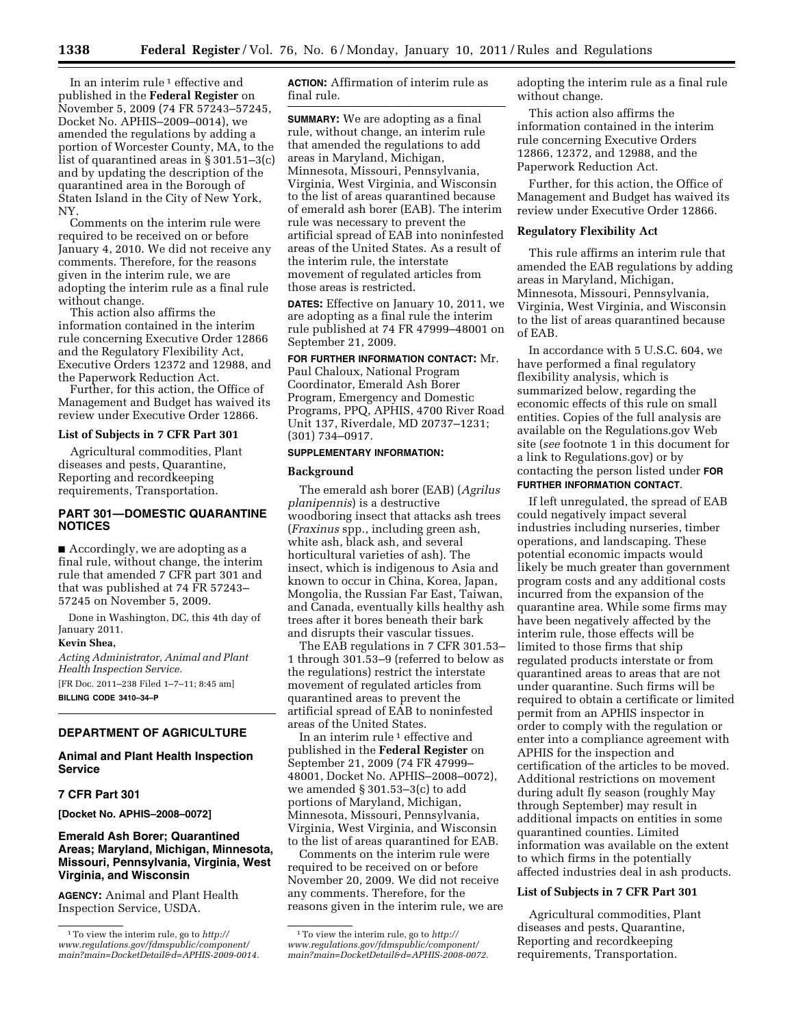In an interim rule[1] effective and published in the **Federal Register** on November 5, 2009 (74 FR 57243–57245, Docket No. APHIS–2009–0014), we amended the regulations by adding a portion of Worcester County, MA, to the list of quarantined areas in § 301.51–3(c) and by updating the description of the quarantined area in the Borough of Staten Island in the City of New York, NY.

Comments on the interim rule were required to be received on or before January 4, 2010. We did not receive any comments. Therefore, for the reasons given in the interim rule, we are adopting the interim rule as a final rule without change.

This action also affirms the information contained in the interim rule concerning Executive Order 12866 and the Regulatory Flexibility Act, Executive Orders 12372 and 12988, and the Paperwork Reduction Act.

Further, for this action, the Office of Management and Budget has waived its review under Executive Order 12866.

**List of Subjects in 7 CFR Part 301**

Agricultural commodities, Plant diseases and pests, Quarantine, Reporting and recordkeeping requirements, Transportation.

## PART 301—DOMESTIC QUARANTINE NOTICES

■ Accordingly, we are adopting as a final rule, without change, the interim rule that amended 7 CFR part 301 and that was published at 74 FR 57243–57245 on November 5, 2009.

Done in Washington, DC, this 4th day of January 2011.

**Kevin Shea,**

*Acting Administrator, Animal and Plant Health Inspection Service.*

[FR Doc. 2011–238 Filed 1–7–11; 8:45 am]

**BILLING CODE 3410–34–P**

[1] To view the interim rule, go to *http://www.regulations.gov/fdmspublic/component/main?main=DocketDetail&d=APHIS-2009-0014.*

## DEPARTMENT OF AGRICULTURE

### Animal and Plant Health Inspection Service

### 7 CFR Part 301

**[Docket No. APHIS–2008–0072]**

### Emerald Ash Borer; Quarantined Areas; Maryland, Michigan, Minnesota, Missouri, Pennsylvania, Virginia, West Virginia, and Wisconsin

**AGENCY:** Animal and Plant Health Inspection Service, USDA.

**ACTION:** Affirmation of interim rule as final rule.

**SUMMARY:** We are adopting as a final rule, without change, an interim rule that amended the regulations to add areas in Maryland, Michigan, Minnesota, Missouri, Pennsylvania, Virginia, West Virginia, and Wisconsin to the list of areas quarantined because of emerald ash borer (EAB). The interim rule was necessary to prevent the artificial spread of EAB into noninfested areas of the United States. As a result of the interim rule, the interstate movement of regulated articles from those areas is restricted.

**DATES:** Effective on January 10, 2011, we are adopting as a final rule the interim rule published at 74 FR 47999–48001 on September 21, 2009.

**FOR FURTHER INFORMATION CONTACT:** Mr. Paul Chaloux, National Program Coordinator, Emerald Ash Borer Program, Emergency and Domestic Programs, PPQ, APHIS, 4700 River Road Unit 137, Riverdale, MD 20737–1231; (301) 734–0917.

**SUPPLEMENTARY INFORMATION:**

**Background**

The emerald ash borer (EAB) (*Agrilus planipennis*) is a destructive woodboring insect that attacks ash trees (*Fraxinus* spp., including green ash, white ash, black ash, and several horticultural varieties of ash). The insect, which is indigenous to Asia and known to occur in China, Korea, Japan, Mongolia, the Russian Far East, Taiwan, and Canada, eventually kills healthy ash trees after it bores beneath their bark and disrupts their vascular tissues.

The EAB regulations in 7 CFR 301.53–1 through 301.53–9 (referred to below as the regulations) restrict the interstate movement of regulated articles from quarantined areas to prevent the artificial spread of EAB to noninfested areas of the United States.

In an interim rule[1] effective and published in the **Federal Register** on September 21, 2009 (74 FR 47999–48001, Docket No. APHIS–2008–0072), we amended § 301.53–3(c) to add portions of Maryland, Michigan, Minnesota, Missouri, Pennsylvania, Virginia, West Virginia, and Wisconsin to the list of areas quarantined for EAB.

Comments on the interim rule were required to be received on or before November 20, 2009. We did not receive any comments. Therefore, for the reasons given in the interim rule, we are adopting the interim rule as a final rule without change.

This action also affirms the information contained in the interim rule concerning Executive Orders 12866, 12372, and 12988, and the Paperwork Reduction Act.

Further, for this action, the Office of Management and Budget has waived its review under Executive Order 12866.

**Regulatory Flexibility Act**

This rule affirms an interim rule that amended the EAB regulations by adding areas in Maryland, Michigan, Minnesota, Missouri, Pennsylvania, Virginia, West Virginia, and Wisconsin to the list of areas quarantined because of EAB.

In accordance with 5 U.S.C. 604, we have performed a final regulatory flexibility analysis, which is summarized below, regarding the economic effects of this rule on small entities. Copies of the full analysis are available on the Regulations.gov Web site (*see* footnote 1 in this document for a link to Regulations.gov) or by contacting the person listed under **FOR FURTHER INFORMATION CONTACT**.

If left unregulated, the spread of EAB could negatively impact several industries including nurseries, timber operations, and landscaping. These potential economic impacts would likely be much greater than government program costs and any additional costs incurred from the expansion of the quarantine area. While some firms may have been negatively affected by the interim rule, those effects will be limited to those firms that ship regulated products interstate or from quarantined areas to areas that are not under quarantine. Such firms will be required to obtain a certificate or limited permit from an APHIS inspector in order to comply with the regulation or enter into a compliance agreement with APHIS for the inspection and certification of the articles to be moved. Additional restrictions on movement during adult fly season (roughly May through September) may result in additional impacts on entities in some quarantined counties. Limited information was available on the extent to which firms in the potentially affected industries deal in ash products.

**List of Subjects in 7 CFR Part 301**

Agricultural commodities, Plant diseases and pests, Quarantine, Reporting and recordkeeping requirements, Transportation.

[1] To view the interim rule, go to *http://www.regulations.gov/fdmspublic/component/main?main=DocketDetail&d=APHIS-2008-0072.*